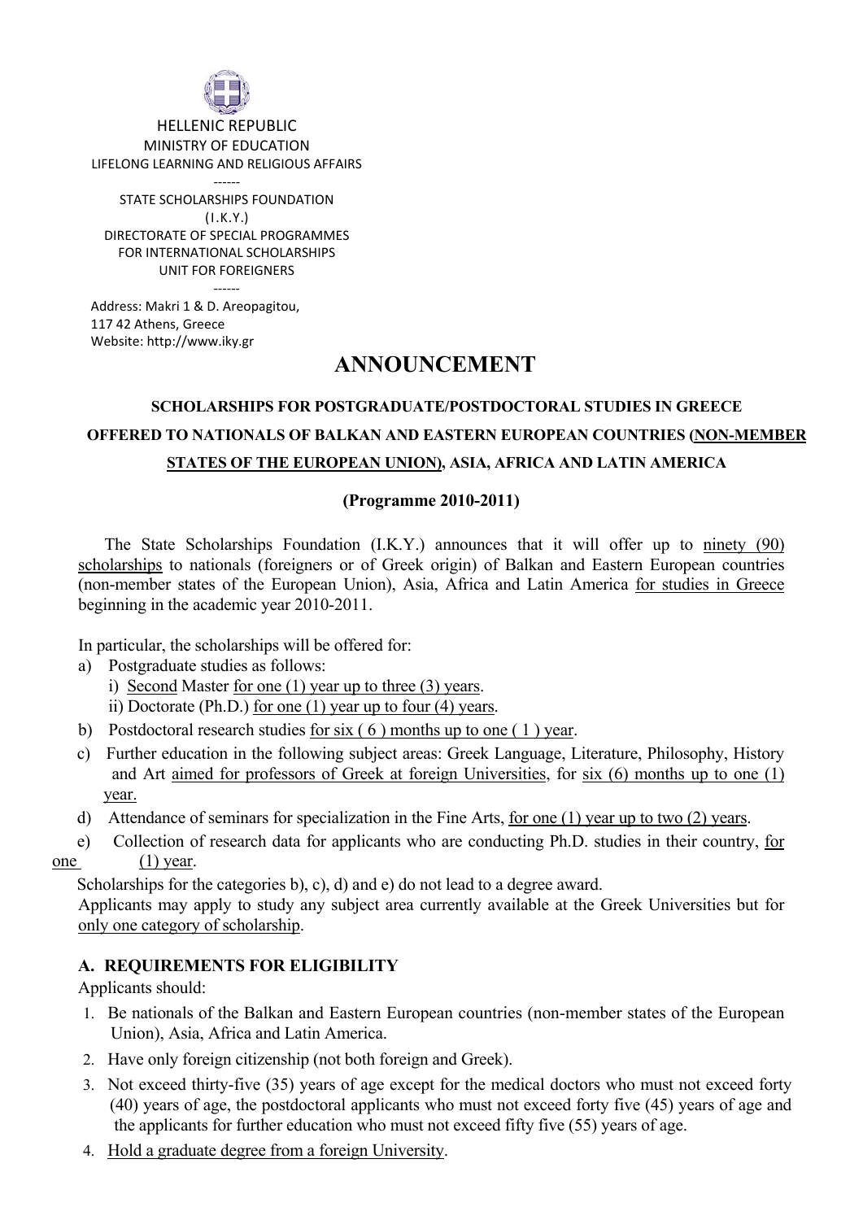HELLENIC REPUBLIC
MINISTRY OF EDUCATION
LIFELONG LEARNING AND RELIGIOUS AFFAIRS
------
STATE SCHOLARSHIPS FOUNDATION
(I.K.Y.)
DIRECTORATE OF SPECIAL PROGRAMMES
FOR INTERNATIONAL SCHOLARSHIPS
UNIT FOR FOREIGNERS
------
Address: Makri 1 & D. Areopagitou,
117 42 Athens, Greece
Website: http://www.iky.gr

# ANNOUNCEMENT

**SCHOLARSHIPS FOR POSTGRADUATE/POSTDOCTORAL STUDIES IN GREECE**

**OFFERED TO NATIONALS OF BALKAN AND EASTERN EUROPEAN COUNTRIES (NON-MEMBER STATES OF THE EUROPEAN UNION), ASIA, AFRICA AND LATIN AMERICA**

**(Programme 2010-2011)**

The State Scholarships Foundation (I.K.Y.) announces that it will offer up to ninety (90) scholarships to nationals (foreigners or of Greek origin) of Balkan and Eastern European countries (non-member states of the European Union), Asia, Africa and Latin America for studies in Greece beginning in the academic year 2010-2011.

In particular, the scholarships will be offered for:

a) Postgraduate studies as follows:
   i) Second Master for one (1) year up to three (3) years.
   ii) Doctorate (Ph.D.) for one (1) year up to four (4) years.
b) Postdoctoral research studies for six ( 6 ) months up to one ( 1 ) year.
c) Further education in the following subject areas: Greek Language, Literature, Philosophy, History and Art aimed for professors of Greek at foreign Universities, for six (6) months up to one (1) year.
d) Attendance of seminars for specialization in the Fine Arts, for one (1) year up to two (2) years.
e) Collection of research data for applicants who are conducting Ph.D. studies in their country, for one (1) year.

Scholarships for the categories b), c), d) and e) do not lead to a degree award.

Applicants may apply to study any subject area currently available at the Greek Universities but for only one category of scholarship.

### A. REQUIREMENTS FOR ELIGIBILITY

Applicants should:

1. Be nationals of the Balkan and Eastern European countries (non-member states of the European Union), Asia, Africa and Latin America.
2. Have only foreign citizenship (not both foreign and Greek).
3. Not exceed thirty-five (35) years of age except for the medical doctors who must not exceed forty (40) years of age, the postdoctoral applicants who must not exceed forty five (45) years of age and the applicants for further education who must not exceed fifty five (55) years of age.
4. Hold a graduate degree from a foreign University.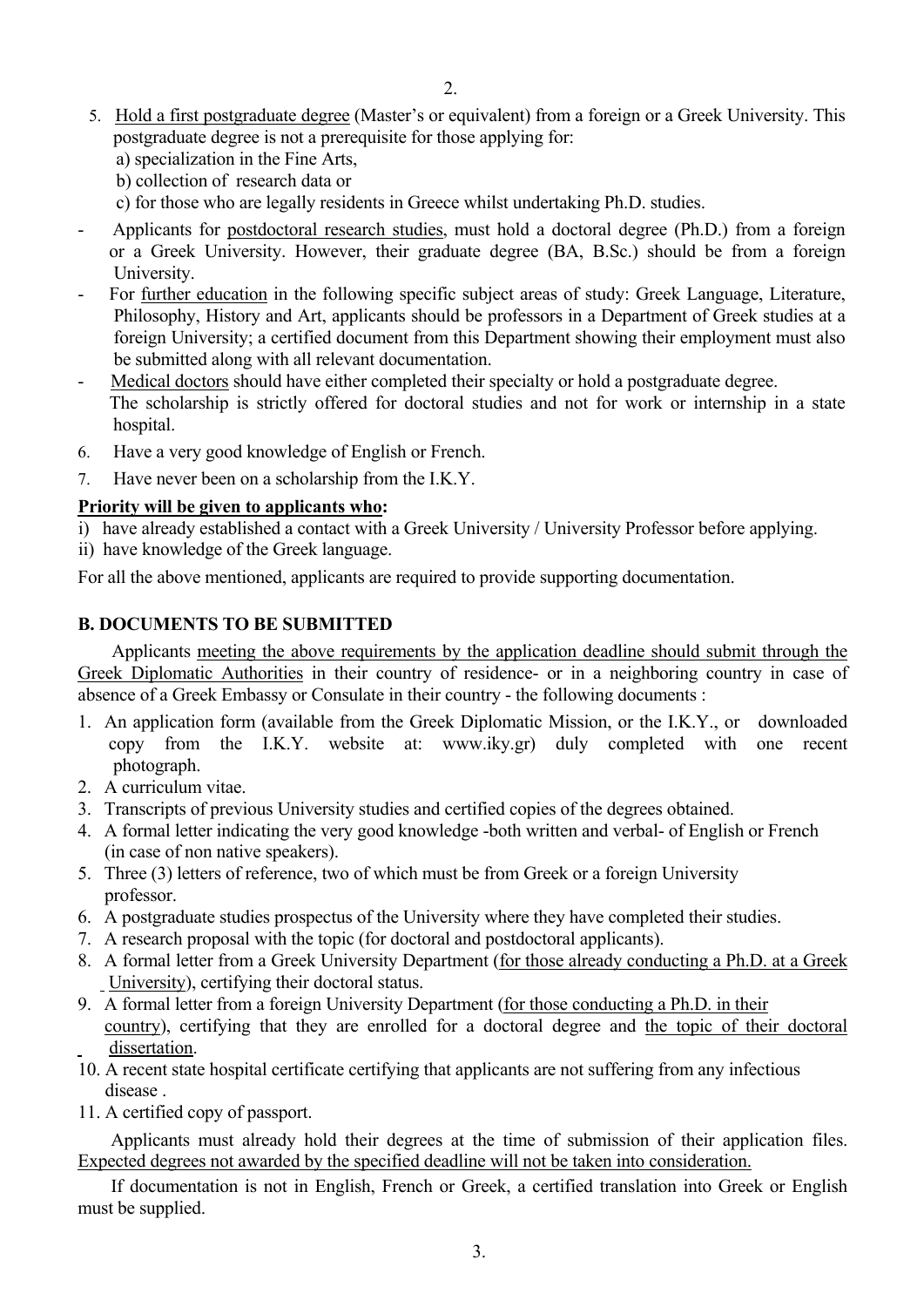5. <u>Hold a first postgraduate degree</u> (Master's or equivalent) from a foreign or a Greek University. This postgraduate degree is not a prerequisite for those applying for:
   a) specialization in the Fine Arts,
   b) collection of research data or
   c) for those who are legally residents in Greece whilst undertaking Ph.D. studies.

- Applicants for <u>postdoctoral research studies</u>, must hold a doctoral degree (Ph.D.) from a foreign or a Greek University. However, their graduate degree (BA, B.Sc.) should be from a foreign University.
- For <u>further education</u> in the following specific subject areas of study: Greek Language, Literature, Philosophy, History and Art, applicants should be professors in a Department of Greek studies at a foreign University; a certified document from this Department showing their employment must also be submitted along with all relevant documentation.
- <u>Medical doctors</u> should have either completed their specialty or hold a postgraduate degree. The scholarship is strictly offered for doctoral studies and not for work or internship in a state hospital.

6. Have a very good knowledge of English or French.
7. Have never been on a scholarship from the I.K.Y.

**<u>Priority will be given to applicants who</u>:**

i) have already established a contact with a Greek University / University Professor before applying.
ii) have knowledge of the Greek language.

For all the above mentioned, applicants are required to provide supporting documentation.

## B. DOCUMENTS TO BE SUBMITTED

Applicants <u>meeting the above requirements by the application deadline should submit through the Greek Diplomatic Authorities</u> in their country of residence- or in a neighboring country in case of absence of a Greek Embassy or Consulate in their country - the following documents :

1. An application form (available from the Greek Diplomatic Mission, or the I.K.Y., or downloaded copy from the I.K.Y. website at: www.iky.gr) duly completed with one recent photograph.
2. A curriculum vitae.
3. Transcripts of previous University studies and certified copies of the degrees obtained.
4. A formal letter indicating the very good knowledge -both written and verbal- of English or French (in case of non native speakers).
5. Three (3) letters of reference, two of which must be from Greek or a foreign University professor.
6. A postgraduate studies prospectus of the University where they have completed their studies.
7. A research proposal with the topic (for doctoral and postdoctoral applicants).
8. A formal letter from a Greek University Department (<u>for those already conducting a Ph.D. at a Greek University</u>), certifying their doctoral status.
9. A formal letter from a foreign University Department (<u>for those conducting a Ph.D. in their country</u>), certifying that they are enrolled for a doctoral degree and <u>the topic of their doctoral dissertation</u>.
10. A recent state hospital certificate certifying that applicants are not suffering from any infectious disease .
11. A certified copy of passport.

Applicants must already hold their degrees at the time of submission of their application files. <u>Expected degrees not awarded by the specified deadline will not be taken into consideration.</u>

If documentation is not in English, French or Greek, a certified translation into Greek or English must be supplied.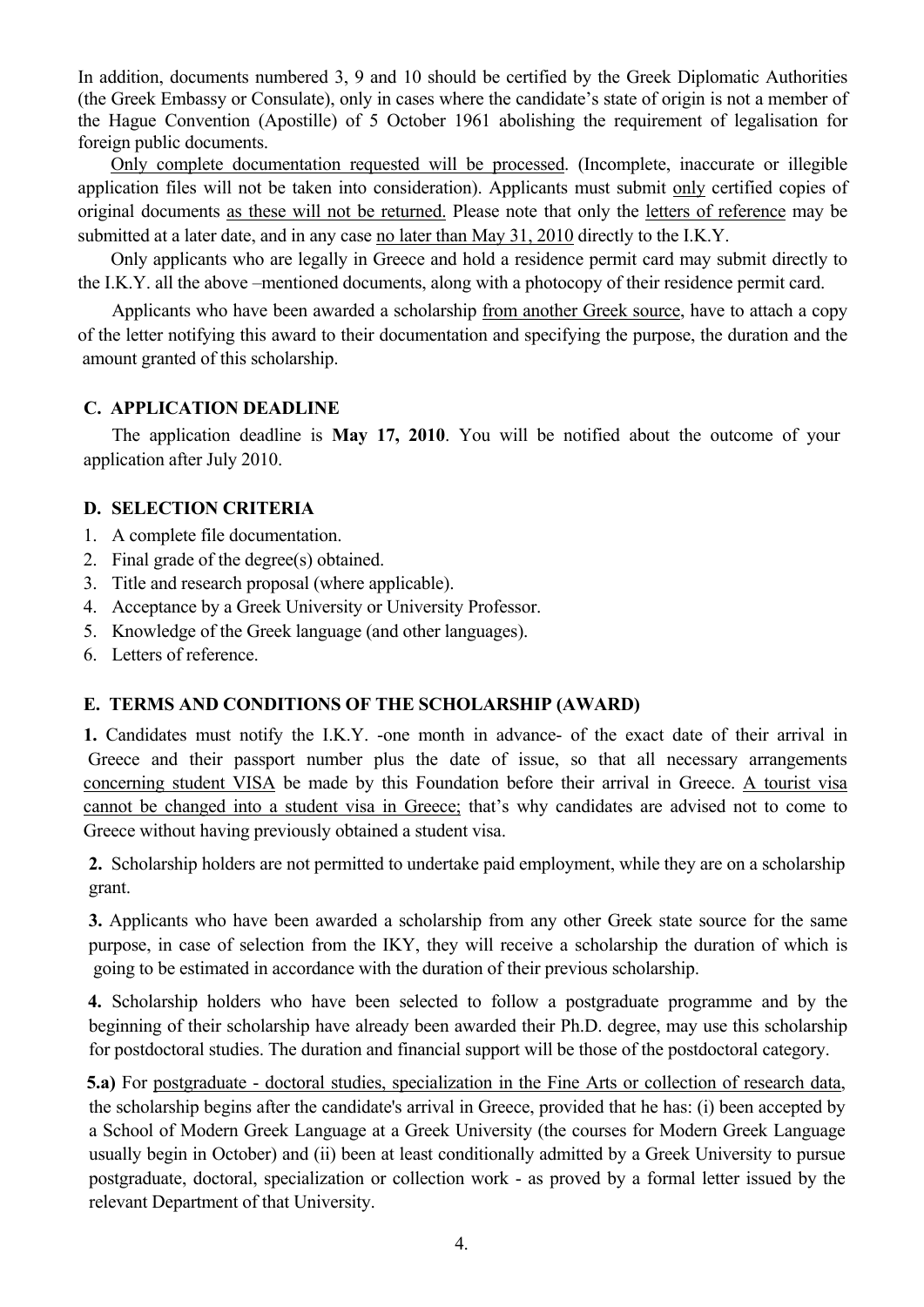In addition, documents numbered 3, 9 and 10 should be certified by the Greek Diplomatic Authorities (the Greek Embassy or Consulate), only in cases where the candidate's state of origin is not a member of the Hague Convention (Apostille) of 5 October 1961 abolishing the requirement of legalisation for foreign public documents.

Only complete documentation requested will be processed. (Incomplete, inaccurate or illegible application files will not be taken into consideration). Applicants must submit only certified copies of original documents as these will not be returned. Please note that only the letters of reference may be submitted at a later date, and in any case no later than May 31, 2010 directly to the I.K.Y.

Only applicants who are legally in Greece and hold a residence permit card may submit directly to the I.K.Y. all the above –mentioned documents, along with a photocopy of their residence permit card.

Applicants who have been awarded a scholarship from another Greek source, have to attach a copy of the letter notifying this award to their documentation and specifying the purpose, the duration and the amount granted of this scholarship.

## C. APPLICATION DEADLINE

The application deadline is **May 17, 2010**. You will be notified about the outcome of your application after July 2010.

## D. SELECTION CRITERIA

1. A complete file documentation.
2. Final grade of the degree(s) obtained.
3. Title and research proposal (where applicable).
4. Acceptance by a Greek University or University Professor.
5. Knowledge of the Greek language (and other languages).
6. Letters of reference.

## E. TERMS AND CONDITIONS OF THE SCHOLARSHIP (AWARD)

**1.** Candidates must notify the I.K.Y. -one month in advance- of the exact date of their arrival in Greece and their passport number plus the date of issue, so that all necessary arrangements concerning student VISA be made by this Foundation before their arrival in Greece. A tourist visa cannot be changed into a student visa in Greece; that's why candidates are advised not to come to Greece without having previously obtained a student visa.

**2.** Scholarship holders are not permitted to undertake paid employment, while they are on a scholarship grant.

**3.** Applicants who have been awarded a scholarship from any other Greek state source for the same purpose, in case of selection from the IKY, they will receive a scholarship the duration of which is going to be estimated in accordance with the duration of their previous scholarship.

**4.** Scholarship holders who have been selected to follow a postgraduate programme and by the beginning of their scholarship have already been awarded their Ph.D. degree, may use this scholarship for postdoctoral studies. The duration and financial support will be those of the postdoctoral category.

**5.a)** For postgraduate - doctoral studies, specialization in the Fine Arts or collection of research data, the scholarship begins after the candidate's arrival in Greece, provided that he has: (i) been accepted by a School of Modern Greek Language at a Greek University (the courses for Modern Greek Language usually begin in October) and (ii) been at least conditionally admitted by a Greek University to pursue postgraduate, doctoral, specialization or collection work - as proved by a formal letter issued by the relevant Department of that University.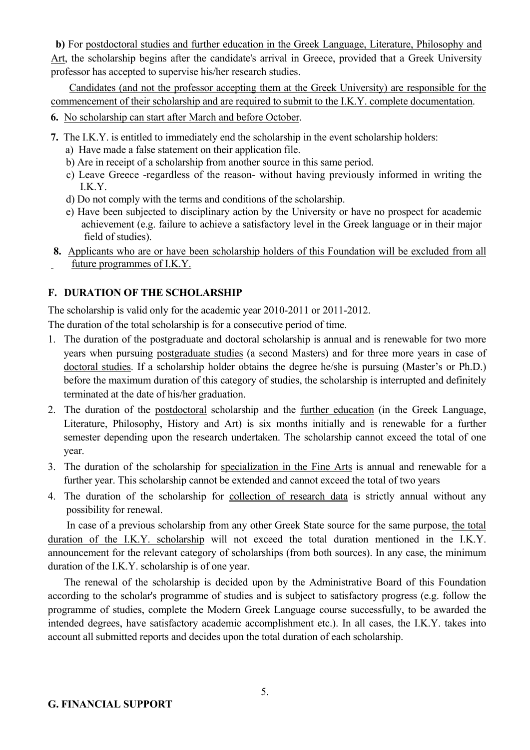**b)** For postdoctoral studies and further education in the Greek Language, Literature, Philosophy and Art, the scholarship begins after the candidate's arrival in Greece, provided that a Greek University professor has accepted to supervise his/her research studies.

Candidates (and not the professor accepting them at the Greek University) are responsible for the commencement of their scholarship and are required to submit to the I.K.Y. complete documentation.

**6.** No scholarship can start after March and before October.

**7.** The I.K.Y. is entitled to immediately end the scholarship in the event scholarship holders:

a) Have made a false statement on their application file.
b) Are in receipt of a scholarship from another source in this same period.
c) Leave Greece -regardless of the reason- without having previously informed in writing the I.K.Y.
d) Do not comply with the terms and conditions of the scholarship.
e) Have been subjected to disciplinary action by the University or have no prospect for academic achievement (e.g. failure to achieve a satisfactory level in the Greek language or in their major field of studies).

**8.** Applicants who are or have been scholarship holders of this Foundation will be excluded from all future programmes of I.K.Y.

## F. DURATION OF THE SCHOLARSHIP

The scholarship is valid only for the academic year 2010-2011 or 2011-2012.

The duration of the total scholarship is for a consecutive period of time.

1. The duration of the postgraduate and doctoral scholarship is annual and is renewable for two more years when pursuing postgraduate studies (a second Masters) and for three more years in case of doctoral studies. If a scholarship holder obtains the degree he/she is pursuing (Master's or Ph.D.) before the maximum duration of this category of studies, the scholarship is interrupted and definitely terminated at the date of his/her graduation.
2. The duration of the postdoctoral scholarship and the further education (in the Greek Language, Literature, Philosophy, History and Art) is six months initially and is renewable for a further semester depending upon the research undertaken. The scholarship cannot exceed the total of one year.
3. The duration of the scholarship for specialization in the Fine Arts is annual and renewable for a further year. This scholarship cannot be extended and cannot exceed the total of two years
4. The duration of the scholarship for collection of research data is strictly annual without any possibility for renewal.

In case of a previous scholarship from any other Greek State source for the same purpose, the total duration of the I.K.Y. scholarship will not exceed the total duration mentioned in the I.K.Y. announcement for the relevant category of scholarships (from both sources). In any case, the minimum duration of the I.K.Y. scholarship is of one year.

The renewal of the scholarship is decided upon by the Administrative Board of this Foundation according to the scholar's programme of studies and is subject to satisfactory progress (e.g. follow the programme of studies, complete the Modern Greek Language course successfully, to be awarded the intended degrees, have satisfactory academic accomplishment etc.). In all cases, the I.K.Y. takes into account all submitted reports and decides upon the total duration of each scholarship.

## G. FINANCIAL SUPPORT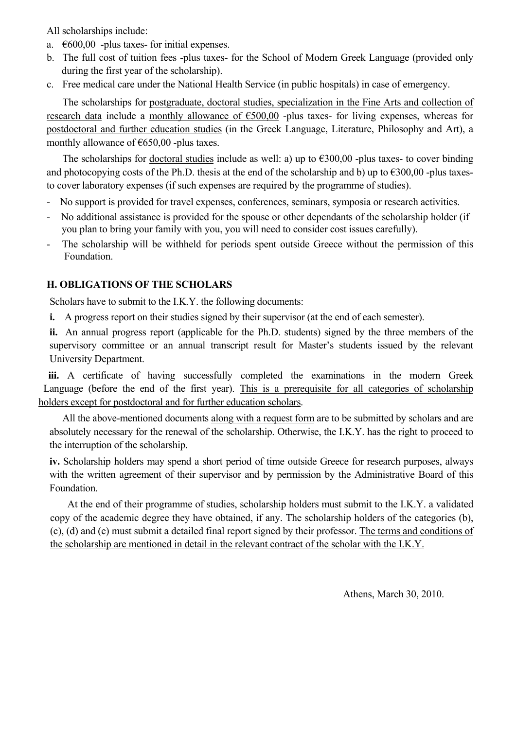All scholarships include:

a. €600,00 -plus taxes- for initial expenses.
b. The full cost of tuition fees -plus taxes- for the School of Modern Greek Language (provided only during the first year of the scholarship).
c. Free medical care under the National Health Service (in public hospitals) in case of emergency.

The scholarships for postgraduate, doctoral studies, specialization in the Fine Arts and collection of research data include a monthly allowance of €500,00 -plus taxes- for living expenses, whereas for postdoctoral and further education studies (in the Greek Language, Literature, Philosophy and Art), a monthly allowance of €650,00 -plus taxes.

The scholarships for doctoral studies include as well: a) up to €300,00 -plus taxes- to cover binding and photocopying costs of the Ph.D. thesis at the end of the scholarship and b) up to €300,00 -plus taxes- to cover laboratory expenses (if such expenses are required by the programme of studies).

- No support is provided for travel expenses, conferences, seminars, symposia or research activities.
- No additional assistance is provided for the spouse or other dependants of the scholarship holder (if you plan to bring your family with you, you will need to consider cost issues carefully).
- The scholarship will be withheld for periods spent outside Greece without the permission of this Foundation.

### H. OBLIGATIONS OF THE SCHOLARS

Scholars have to submit to the I.K.Y. the following documents:

**i.** A progress report on their studies signed by their supervisor (at the end of each semester).

**ii.** An annual progress report (applicable for the Ph.D. students) signed by the three members of the supervisory committee or an annual transcript result for Master's students issued by the relevant University Department.

**iii.** A certificate of having successfully completed the examinations in the modern Greek Language (before the end of the first year). This is a prerequisite for all categories of scholarship holders except for postdoctoral and for further education scholars.

All the above-mentioned documents along with a request form are to be submitted by scholars and are absolutely necessary for the renewal of the scholarship. Otherwise, the I.K.Y. has the right to proceed to the interruption of the scholarship.

**iv.** Scholarship holders may spend a short period of time outside Greece for research purposes, always with the written agreement of their supervisor and by permission by the Administrative Board of this Foundation.

At the end of their programme of studies, scholarship holders must submit to the I.K.Y. a validated copy of the academic degree they have obtained, if any. The scholarship holders of the categories (b), (c), (d) and (e) must submit a detailed final report signed by their professor. The terms and conditions of the scholarship are mentioned in detail in the relevant contract of the scholar with the I.K.Y.

Athens, March 30, 2010.